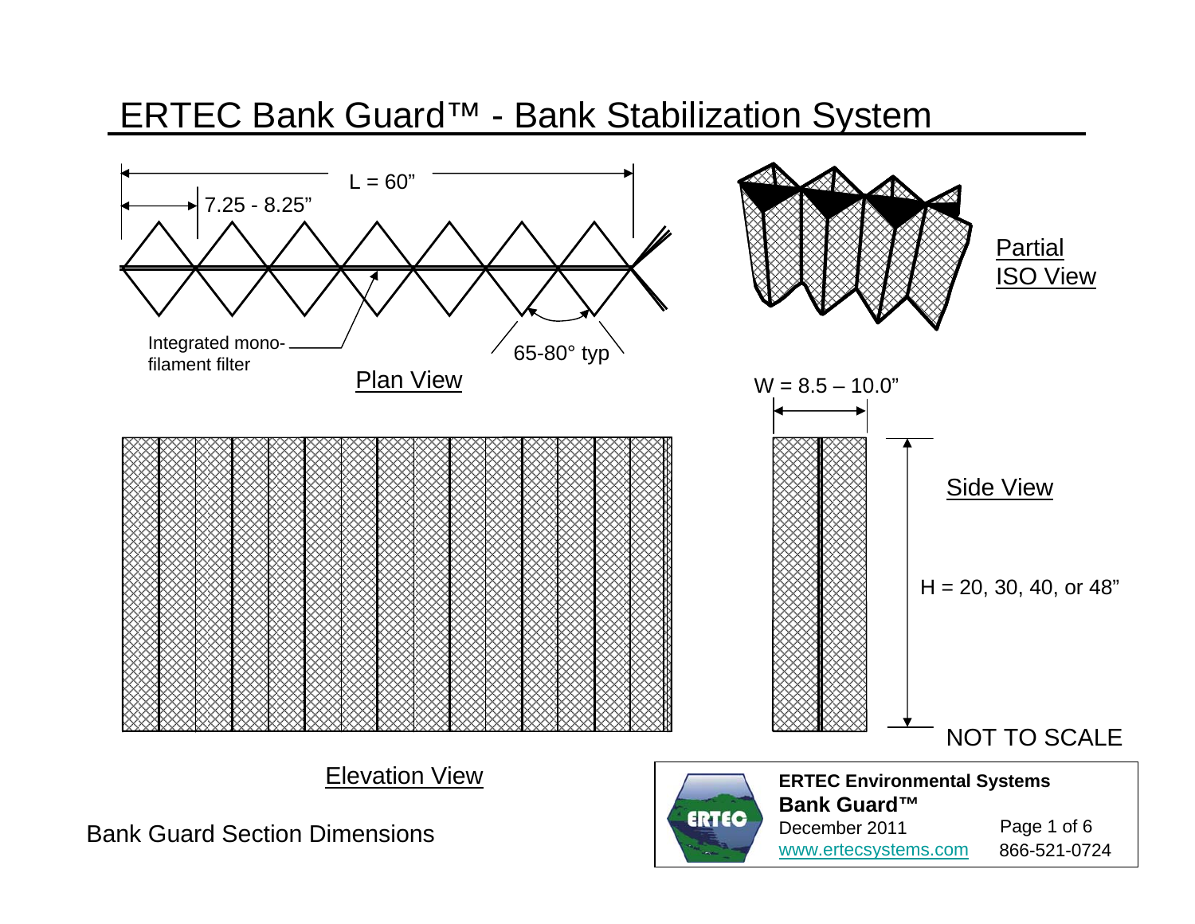# ERTEC Bank Guard™ - Bank Stabilization System

L = 60”

7.25 - 8.25”

Integrated mono-filament filter

65-80° typ

Plan View

Partial ISO View

W = 8.5 – 10.0”

Side View

H = 20, 30, 40, or 48”

NOT TO SCALE

Elevation View

Bank Guard Section Dimensions

**ERTEC Environmental Systems**
**Bank Guard™**
December 2011
www.ertecsystems.com
866-521-0724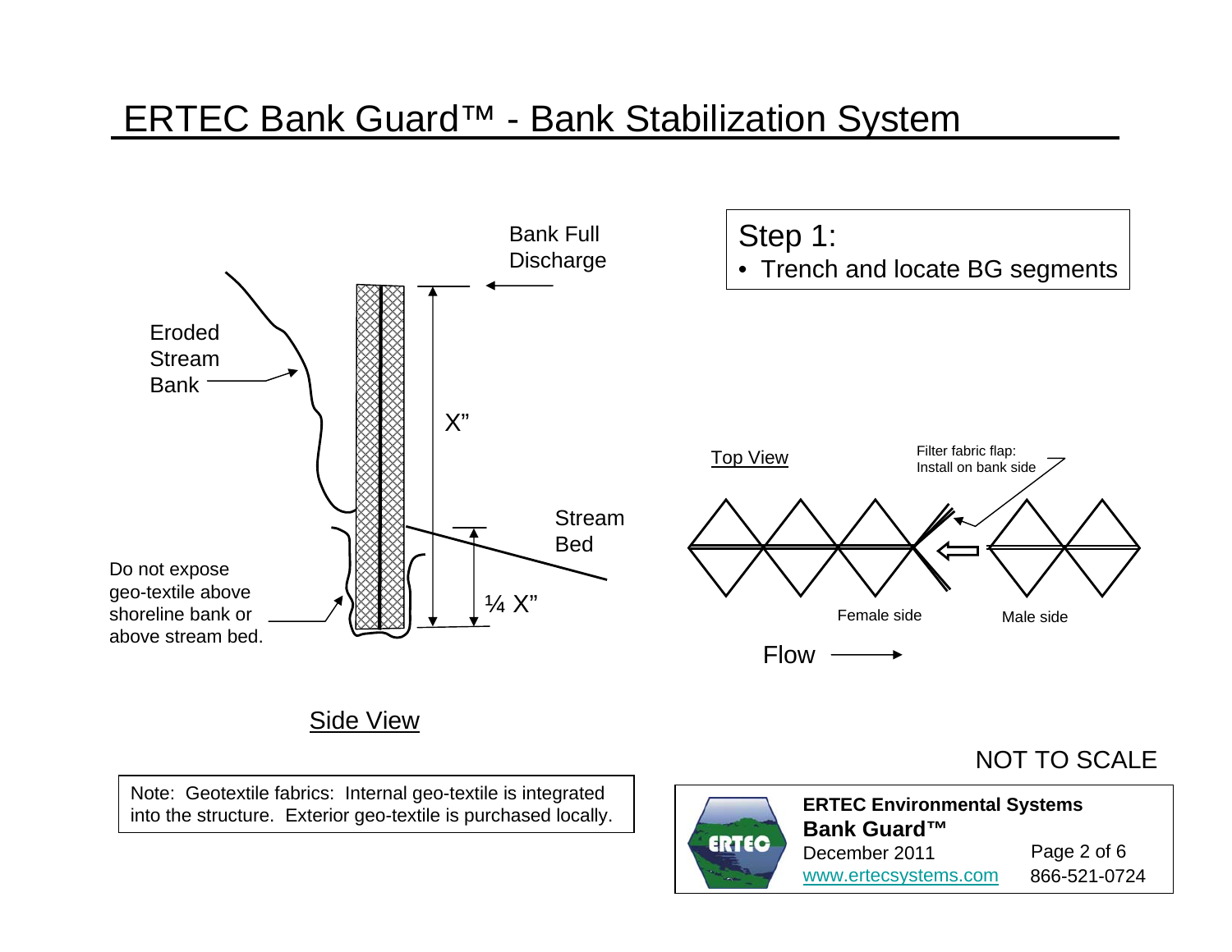# ERTEC Bank Guard™ - Bank Stabilization System

**Step 1:**

- Trench and locate BG segments

Bank Full Discharge

Eroded Stream Bank

X"

Stream Bed

¼ X"

Do not expose geo-textile above shoreline bank or above stream bed.

Side View

Top View

Filter fabric flap: Install on bank side

Female side

Male side

Flow

NOT TO SCALE

Note: Geotextile fabrics: Internal geo-textile is integrated into the structure. Exterior geo-textile is purchased locally.

**ERTEC Environmental Systems**
**Bank Guard™**
December 2011
www.ertecsystems.com
866-521-0724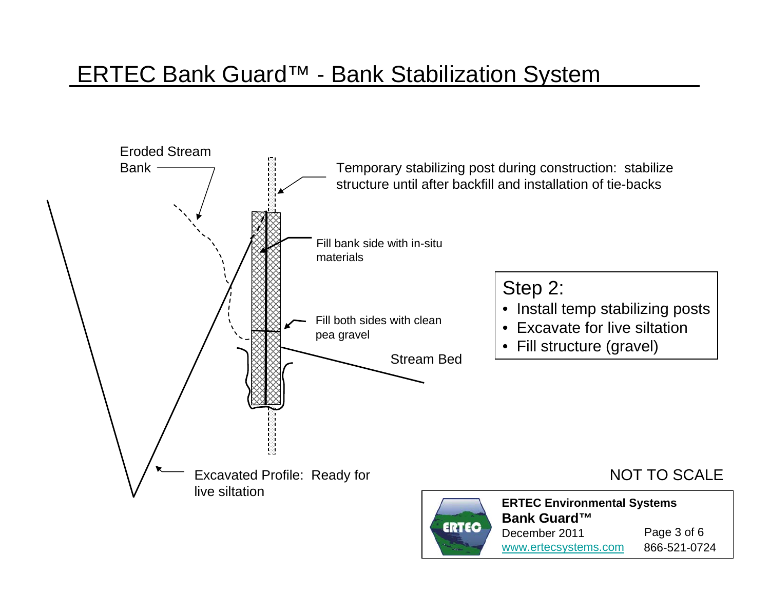# ERTEC Bank Guard™ - Bank Stabilization System

Eroded Stream Bank

Temporary stabilizing post during construction: stabilize structure until after backfill and installation of tie-backs

Fill bank side with in-situ materials

Fill both sides with clean pea gravel

Stream Bed

Excavated Profile: Ready for live siltation

Step 2:

- Install temp stabilizing posts
- Excavate for live siltation
- Fill structure (gravel)

NOT TO SCALE

**ERTEC Environmental Systems**
**Bank Guard™**
December 2011
www.ertecsystems.com
866-521-0724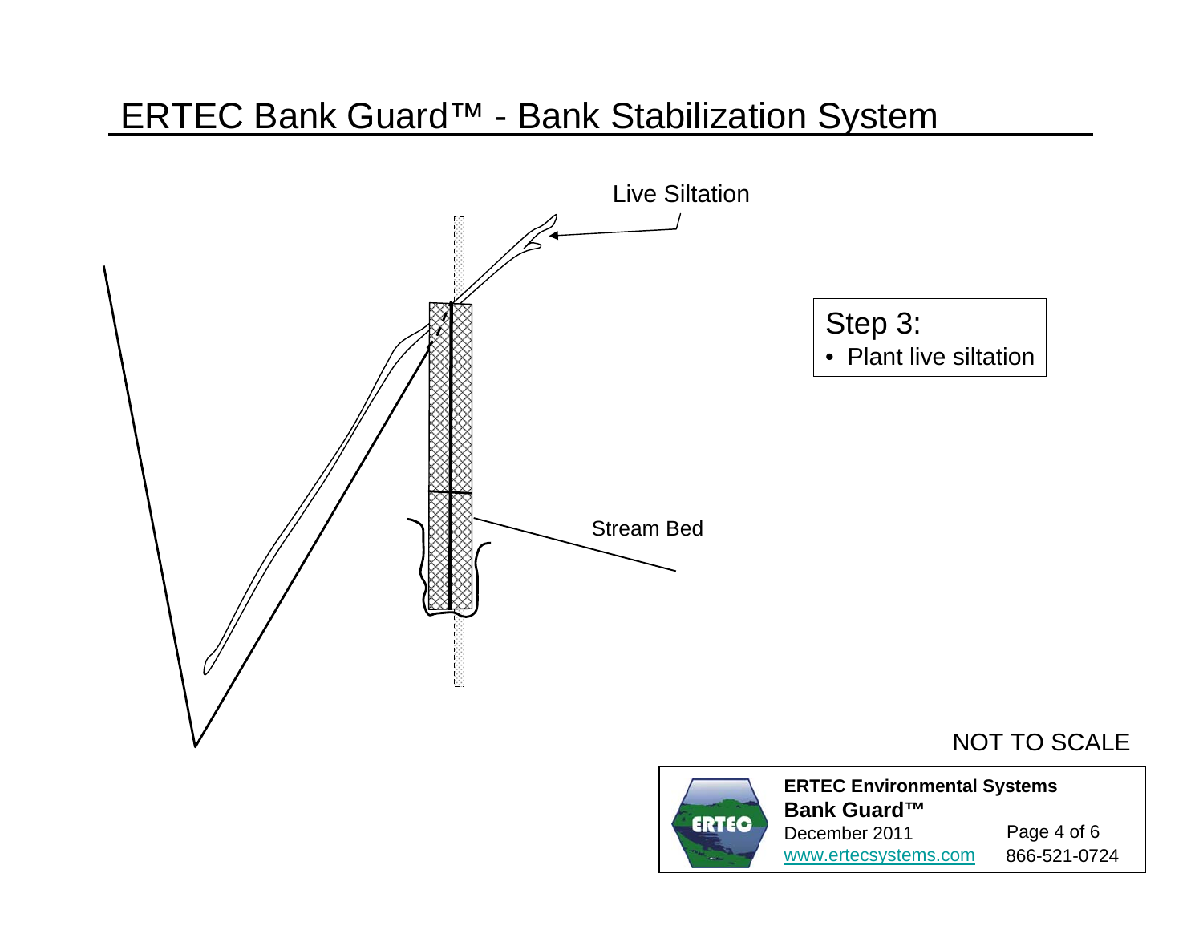# ERTEC Bank Guard™ - Bank Stabilization System

Live Siltation

Step 3:
- Plant live siltation

Stream Bed

NOT TO SCALE

**ERTEC Environmental Systems**
**Bank Guard™**
December 2011
www.ertecsystems.com
866-521-0724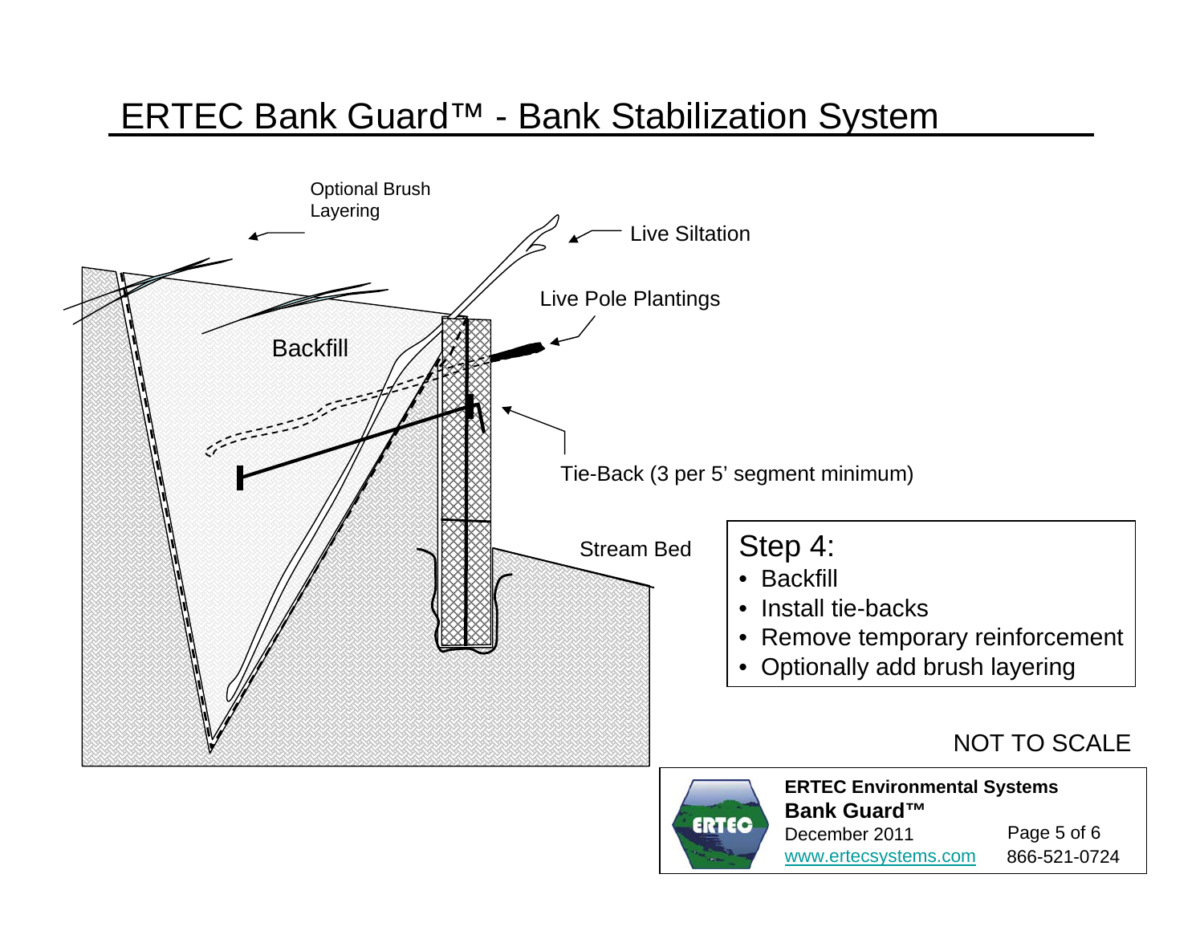# ERTEC Bank Guard™ - Bank Stabilization System

Optional Brush Layering

Live Siltation

Live Pole Plantings

Backfill

Tie-Back (3 per 5' segment minimum)

Stream Bed

**Step 4:**

- Backfill
- Install tie-backs
- Remove temporary reinforcement
- Optionally add brush layering

NOT TO SCALE

**ERTEC Environmental Systems**
**Bank Guard™**
December 2011
www.ertecsystems.com
866-521-0724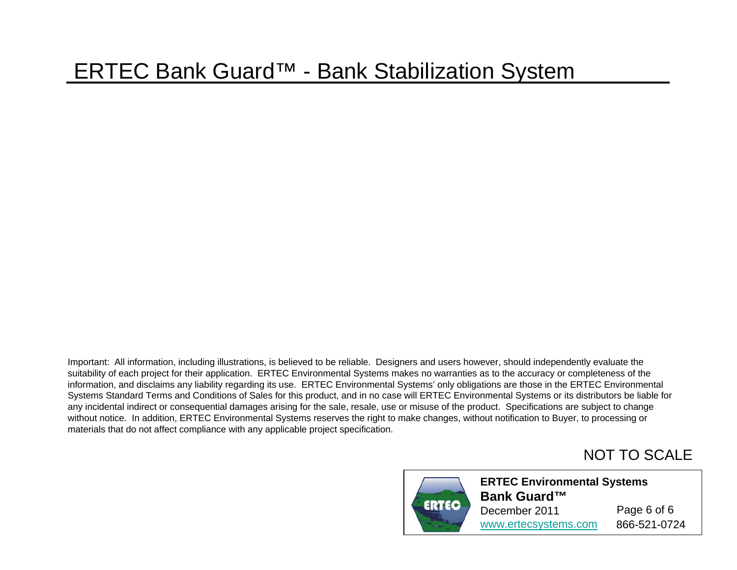# ERTEC Bank Guard™ - Bank Stabilization System

Important: All information, including illustrations, is believed to be reliable. Designers and users however, should independently evaluate the suitability of each project for their application. ERTEC Environmental Systems makes no warranties as to the accuracy or completeness of the information, and disclaims any liability regarding its use. ERTEC Environmental Systems' only obligations are those in the ERTEC Environmental Systems Standard Terms and Conditions of Sales for this product, and in no case will ERTEC Environmental Systems or its distributors be liable for any incidental indirect or consequential damages arising for the sale, resale, use or misuse of the product. Specifications are subject to change without notice. In addition, ERTEC Environmental Systems reserves the right to make changes, without notification to Buyer, to processing or materials that do not affect compliance with any applicable project specification.

NOT TO SCALE

**ERTEC Environmental Systems**
**Bank Guard™**
December 2011
www.ertecsystems.com 866-521-0724